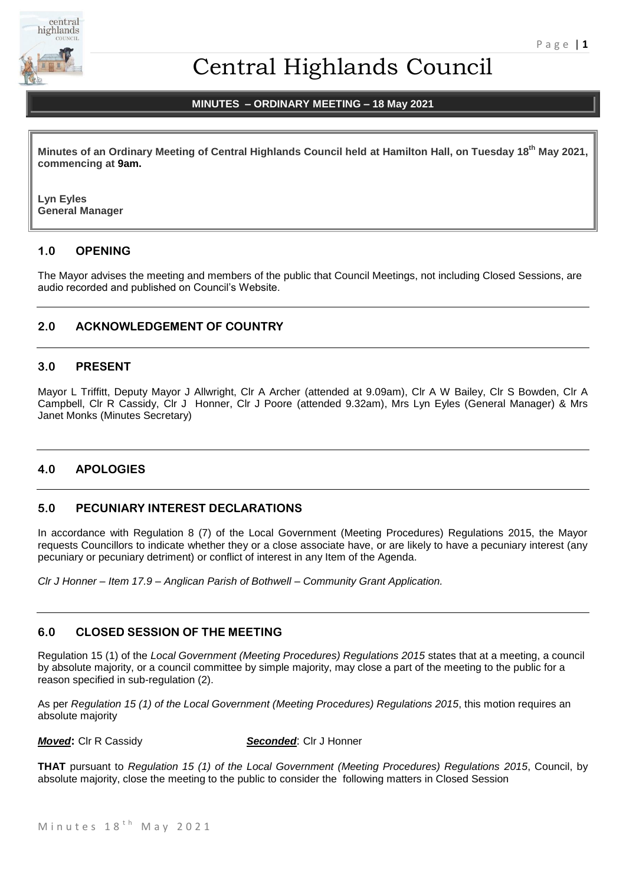# Central Highlands Council

**MINUTES – ORDINARY MEETING – 18 May 2021**

**Minutes of an Ordinary Meeting of Central Highlands Council held at Hamilton Hall, on Tuesday 18th May 2021, commencing at 9am.**

**Lyn Eyles**
**General Manager**

## 1.0 OPENING

The Mayor advises the meeting and members of the public that Council Meetings, not including Closed Sessions, are audio recorded and published on Council's Website.

## 2.0 ACKNOWLEDGEMENT OF COUNTRY

## 3.0 PRESENT

Mayor L Triffitt, Deputy Mayor J Allwright, Clr A Archer (attended at 9.09am), Clr A W Bailey, Clr S Bowden, Clr A Campbell, Clr R Cassidy, Clr J Honner, Clr J Poore (attended 9.32am), Mrs Lyn Eyles (General Manager) & Mrs Janet Monks (Minutes Secretary)

## 4.0 APOLOGIES

## 5.0 PECUNIARY INTEREST DECLARATIONS

In accordance with Regulation 8 (7) of the Local Government (Meeting Procedures) Regulations 2015, the Mayor requests Councillors to indicate whether they or a close associate have, or are likely to have a pecuniary interest (any pecuniary or pecuniary detriment) or conflict of interest in any Item of the Agenda.

*Clr J Honner – Item 17.9 – Anglican Parish of Bothwell – Community Grant Application.*

## 6.0 CLOSED SESSION OF THE MEETING

Regulation 15 (1) of the *Local Government (Meeting Procedures) Regulations 2015* states that at a meeting, a council by absolute majority, or a council committee by simple majority, may close a part of the meeting to the public for a reason specified in sub-regulation (2).

As per *Regulation 15 (1) of the Local Government (Meeting Procedures) Regulations 2015*, this motion requires an absolute majority

***Moved*:** Clr R Cassidy ***Seconded***: Clr J Honner

**THAT** pursuant to *Regulation 15 (1) of the Local Government (Meeting Procedures) Regulations 2015*, Council, by absolute majority, close the meeting to the public to consider the following matters in Closed Session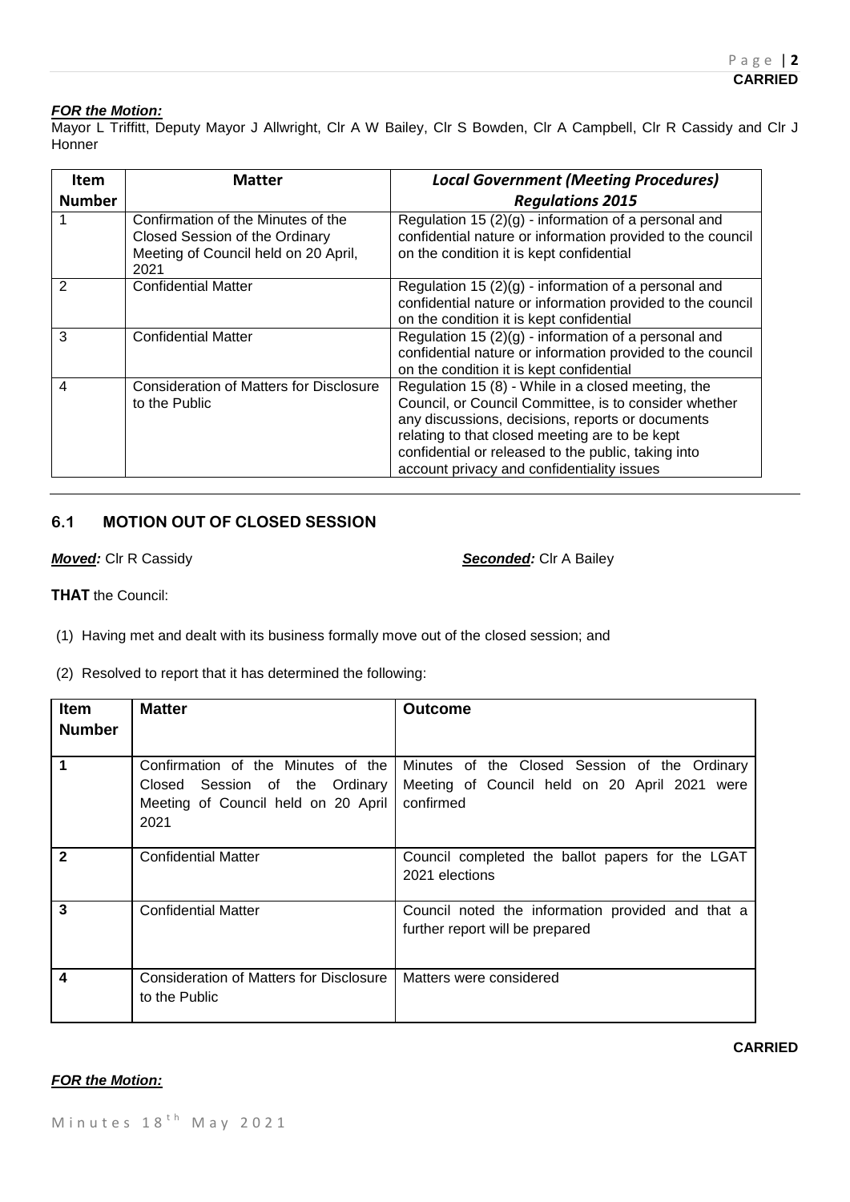**CARRIED**

***FOR the Motion:***

Mayor L Triffitt, Deputy Mayor J Allwright, Clr A W Bailey, Clr S Bowden, Clr A Campbell, Clr R Cassidy and Clr J Honner

| Item Number | Matter | *Local Government (Meeting Procedures) Regulations 2015* |
|---|---|---|
| 1 | Confirmation of the Minutes of the Closed Session of the Ordinary Meeting of Council held on 20 April, 2021 | Regulation 15 (2)(g) - information of a personal and confidential nature or information provided to the council on the condition it is kept confidential |
| 2 | Confidential Matter | Regulation 15 (2)(g) - information of a personal and confidential nature or information provided to the council on the condition it is kept confidential |
| 3 | Confidential Matter | Regulation 15 (2)(g) - information of a personal and confidential nature or information provided to the council on the condition it is kept confidential |
| 4 | Consideration of Matters for Disclosure to the Public | Regulation 15 (8) - While in a closed meeting, the Council, or Council Committee, is to consider whether any discussions, decisions, reports or documents relating to that closed meeting are to be kept confidential or released to the public, taking into account privacy and confidentiality issues |

## 6.1 MOTION OUT OF CLOSED SESSION

***Moved:*** Clr R Cassidy ***Seconded:*** Clr A Bailey

**THAT** the Council:

(1) Having met and dealt with its business formally move out of the closed session; and

(2) Resolved to report that it has determined the following:

| Item Number | Matter | Outcome |
|---|---|---|
| 1 | Confirmation of the Minutes of the Closed Session of the Ordinary Meeting of Council held on 20 April 2021 | Minutes of the Closed Session of the Ordinary Meeting of Council held on 20 April 2021 were confirmed |
| 2 | Confidential Matter | Council completed the ballot papers for the LGAT 2021 elections |
| 3 | Confidential Matter | Council noted the information provided and that a further report will be prepared |
| 4 | Consideration of Matters for Disclosure to the Public | Matters were considered |

**CARRIED**

***FOR the Motion:***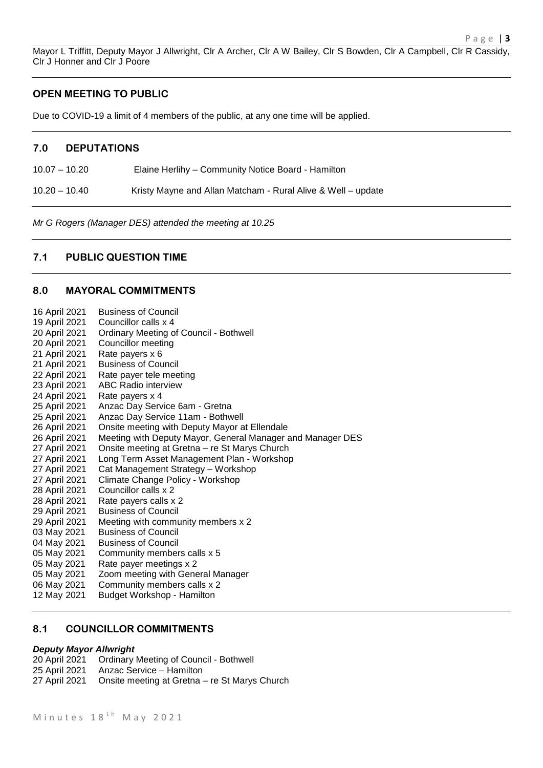Mayor L Triffitt, Deputy Mayor J Allwright, Clr A Archer, Clr A W Bailey, Clr S Bowden, Clr A Campbell, Clr R Cassidy, Clr J Honner and Clr J Poore

## OPEN MEETING TO PUBLIC

Due to COVID-19 a limit of 4 members of the public, at any one time will be applied.

## 7.0 DEPUTATIONS

10.07 – 10.20 Elaine Herlihy – Community Notice Board - Hamilton

10.20 – 10.40 Kristy Mayne and Allan Matcham - Rural Alive & Well – update

*Mr G Rogers (Manager DES) attended the meeting at 10.25*

## 7.1 PUBLIC QUESTION TIME

## 8.0 MAYORAL COMMITMENTS

16 April 2021 Business of Council
19 April 2021 Councillor calls x 4
20 April 2021 Ordinary Meeting of Council - Bothwell
20 April 2021 Councillor meeting
21 April 2021 Rate payers x 6
21 April 2021 Business of Council
22 April 2021 Rate payer tele meeting
23 April 2021 ABC Radio interview
24 April 2021 Rate payers x 4
25 April 2021 Anzac Day Service 6am - Gretna
25 April 2021 Anzac Day Service 11am - Bothwell
26 April 2021 Onsite meeting with Deputy Mayor at Ellendale
26 April 2021 Meeting with Deputy Mayor, General Manager and Manager DES
27 April 2021 Onsite meeting at Gretna – re St Marys Church
27 April 2021 Long Term Asset Management Plan - Workshop
27 April 2021 Cat Management Strategy – Workshop
27 April 2021 Climate Change Policy - Workshop
28 April 2021 Councillor calls x 2
28 April 2021 Rate payers calls x 2
29 April 2021 Business of Council
29 April 2021 Meeting with community members x 2
03 May 2021 Business of Council
04 May 2021 Business of Council
05 May 2021 Community members calls x 5
05 May 2021 Rate payer meetings x 2
05 May 2021 Zoom meeting with General Manager
06 May 2021 Community members calls x 2
12 May 2021 Budget Workshop - Hamilton

## 8.1 COUNCILLOR COMMITMENTS

***Deputy Mayor Allwright***

20 April 2021 Ordinary Meeting of Council - Bothwell
25 April 2021 Anzac Service – Hamilton
27 April 2021 Onsite meeting at Gretna – re St Marys Church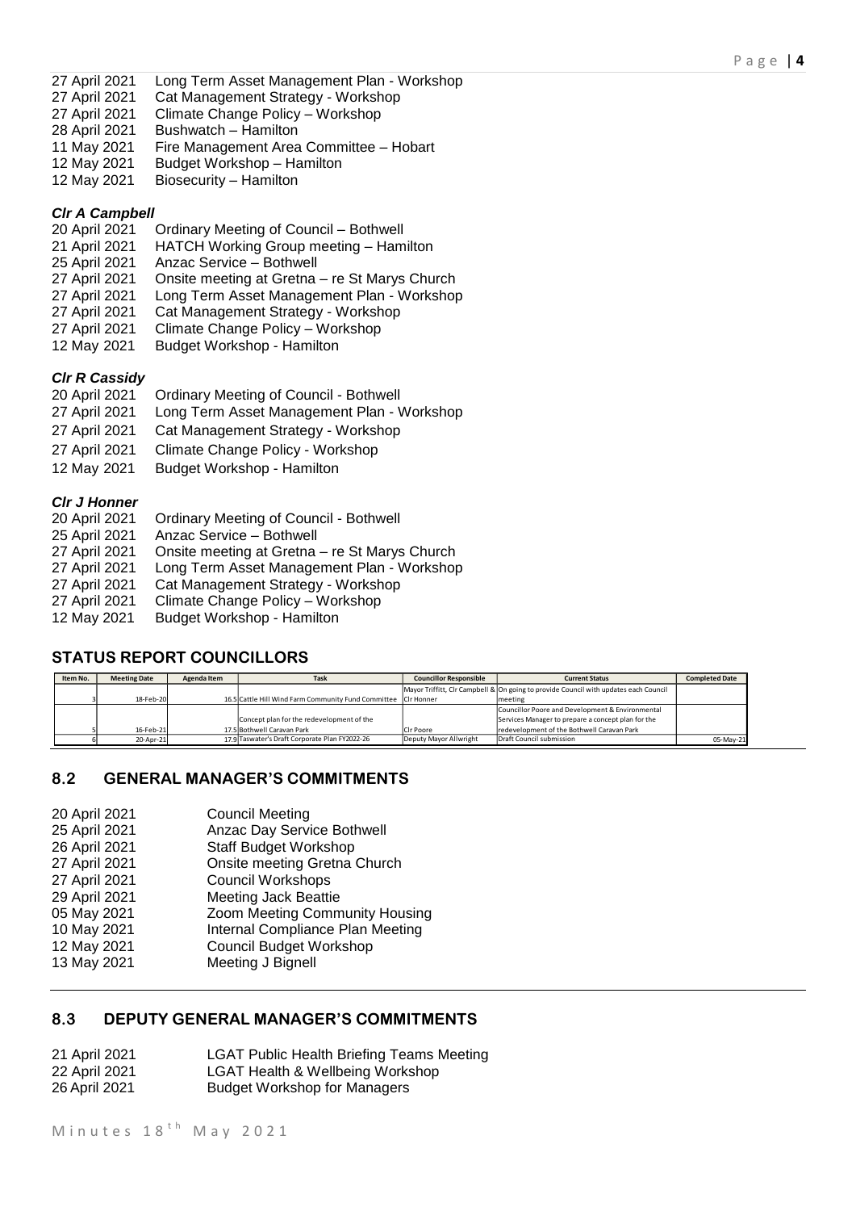27 April 2021 Long Term Asset Management Plan - Workshop
27 April 2021 Cat Management Strategy - Workshop
27 April 2021 Climate Change Policy – Workshop
28 April 2021 Bushwatch – Hamilton
11 May 2021 Fire Management Area Committee – Hobart
12 May 2021 Budget Workshop – Hamilton
12 May 2021 Biosecurity – Hamilton

***Clr A Campbell***

20 April 2021 Ordinary Meeting of Council – Bothwell
21 April 2021 HATCH Working Group meeting – Hamilton
25 April 2021 Anzac Service – Bothwell
27 April 2021 Onsite meeting at Gretna – re St Marys Church
27 April 2021 Long Term Asset Management Plan - Workshop
27 April 2021 Cat Management Strategy - Workshop
27 April 2021 Climate Change Policy – Workshop
12 May 2021 Budget Workshop - Hamilton

***Clr R Cassidy***

20 April 2021 Ordinary Meeting of Council - Bothwell
27 April 2021 Long Term Asset Management Plan - Workshop
27 April 2021 Cat Management Strategy - Workshop
27 April 2021 Climate Change Policy - Workshop
12 May 2021 Budget Workshop - Hamilton

***Clr J Honner***

20 April 2021 Ordinary Meeting of Council - Bothwell
25 April 2021 Anzac Service – Bothwell
27 April 2021 Onsite meeting at Gretna – re St Marys Church
27 April 2021 Long Term Asset Management Plan - Workshop
27 April 2021 Cat Management Strategy - Workshop
27 April 2021 Climate Change Policy – Workshop
12 May 2021 Budget Workshop - Hamilton

## STATUS REPORT COUNCILLORS

| Item No. | Meeting Date | Agenda Item | Task | Councillor Responsible | Current Status | Completed Date |
|---|---|---|---|---|---|---|
| 3 | 18-Feb-20 | 16.5 | Cattle Hill Wind Farm Community Fund Committee | Mayor Triffitt, Clr Campbell & Clr Honner | On going to provide Council with updates each Council meeting | |
| 5 | 16-Feb-21 | 17.5 | Concept plan for the redevelopment of the Bothwell Caravan Park | Clr Poore | Councillor Poore and Development & Environmental Services Manager to prepare a concept plan for the redevelopment of the Bothwell Caravan Park | |
| 6 | 20-Apr-21 | 17.9 | Taswater's Draft Corporate Plan FY2022-26 | Deputy Mayor Allwright | Draft Council submission | 05-May-21 |

## 8.2 GENERAL MANAGER'S COMMITMENTS

20 April 2021 Council Meeting
25 April 2021 Anzac Day Service Bothwell
26 April 2021 Staff Budget Workshop
27 April 2021 Onsite meeting Gretna Church
27 April 2021 Council Workshops
29 April 2021 Meeting Jack Beattie
05 May 2021 Zoom Meeting Community Housing
10 May 2021 Internal Compliance Plan Meeting
12 May 2021 Council Budget Workshop
13 May 2021 Meeting J Bignell

## 8.3 DEPUTY GENERAL MANAGER'S COMMITMENTS

21 April 2021 LGAT Public Health Briefing Teams Meeting
22 April 2021 LGAT Health & Wellbeing Workshop
26 April 2021 Budget Workshop for Managers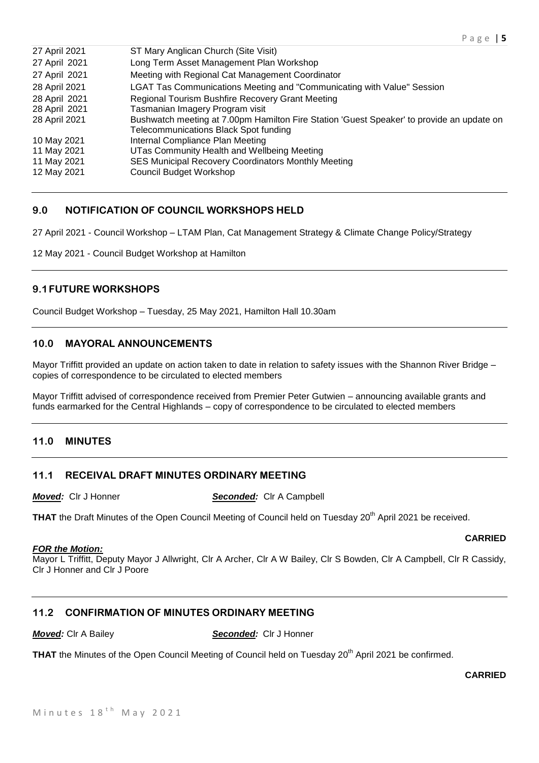| | |
|---|---|
| 27 April 2021 | ST Mary Anglican Church (Site Visit) |
| 27 April 2021 | Long Term Asset Management Plan Workshop |
| 27 April 2021 | Meeting with Regional Cat Management Coordinator |
| 28 April 2021 | LGAT Tas Communications Meeting and "Communicating with Value" Session |
| 28 April 2021 | Regional Tourism Bushfire Recovery Grant Meeting |
| 28 April 2021 | Tasmanian Imagery Program visit |
| 28 April 2021 | Bushwatch meeting at 7.00pm Hamilton Fire Station 'Guest Speaker' to provide an update on Telecommunications Black Spot funding |
| 10 May 2021 | Internal Compliance Plan Meeting |
| 11 May 2021 | UTas Community Health and Wellbeing Meeting |
| 11 May 2021 | SES Municipal Recovery Coordinators Monthly Meeting |
| 12 May 2021 | Council Budget Workshop |

## 9.0 NOTIFICATION OF COUNCIL WORKSHOPS HELD

27 April 2021 - Council Workshop – LTAM Plan, Cat Management Strategy & Climate Change Policy/Strategy

12 May 2021 - Council Budget Workshop at Hamilton

## 9.1 FUTURE WORKSHOPS

Council Budget Workshop – Tuesday, 25 May 2021, Hamilton Hall 10.30am

## 10.0 MAYORAL ANNOUNCEMENTS

Mayor Triffitt provided an update on action taken to date in relation to safety issues with the Shannon River Bridge – copies of correspondence to be circulated to elected members

Mayor Triffitt advised of correspondence received from Premier Peter Gutwien – announcing available grants and funds earmarked for the Central Highlands – copy of correspondence to be circulated to elected members

## 11.0 MINUTES

### 11.1 RECEIVAL DRAFT MINUTES ORDINARY MEETING

***Moved:*** Clr J Honner ***Seconded:*** Clr A Campbell

**THAT** the Draft Minutes of the Open Council Meeting of Council held on Tuesday 20th April 2021 be received.

**CARRIED**

***FOR the Motion:***

Mayor L Triffitt, Deputy Mayor J Allwright, Clr A Archer, Clr A W Bailey, Clr S Bowden, Clr A Campbell, Clr R Cassidy, Clr J Honner and Clr J Poore

### 11.2 CONFIRMATION OF MINUTES ORDINARY MEETING

***Moved:*** Clr A Bailey ***Seconded:*** Clr J Honner

**THAT** the Minutes of the Open Council Meeting of Council held on Tuesday 20th April 2021 be confirmed.

**CARRIED**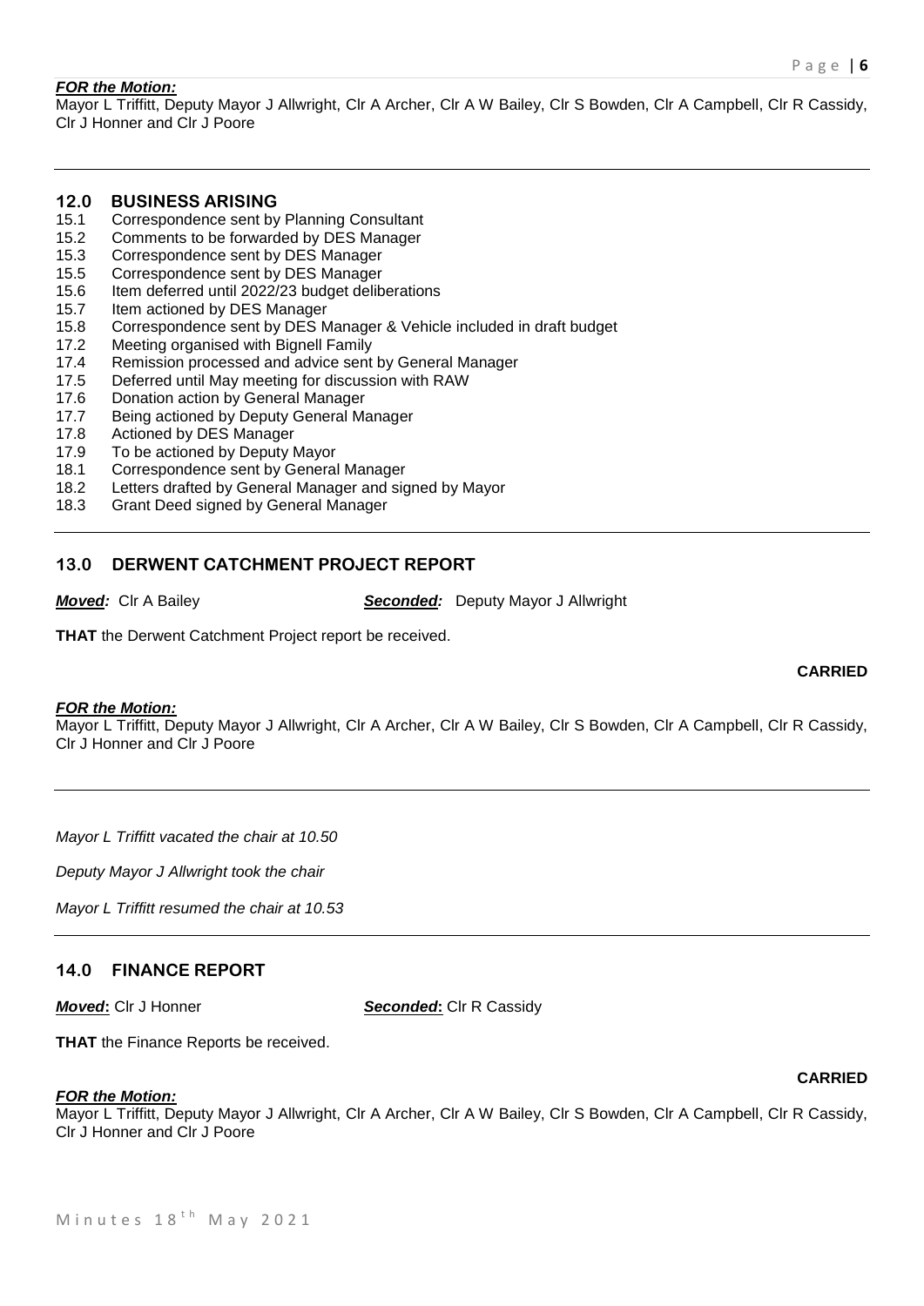***FOR the Motion:***
Mayor L Triffitt, Deputy Mayor J Allwright, Clr A Archer, Clr A W Bailey, Clr S Bowden, Clr A Campbell, Clr R Cassidy, Clr J Honner and Clr J Poore

---

## 12.0 BUSINESS ARISING

15.1 Correspondence sent by Planning Consultant
15.2 Comments to be forwarded by DES Manager
15.3 Correspondence sent by DES Manager
15.5 Correspondence sent by DES Manager
15.6 Item deferred until 2022/23 budget deliberations
15.7 Item actioned by DES Manager
15.8 Correspondence sent by DES Manager & Vehicle included in draft budget
17.2 Meeting organised with Bignell Family
17.4 Remission processed and advice sent by General Manager
17.5 Deferred until May meeting for discussion with RAW
17.6 Donation action by General Manager
17.7 Being actioned by Deputy General Manager
17.8 Actioned by DES Manager
17.9 To be actioned by Deputy Mayor
18.1 Correspondence sent by General Manager
18.2 Letters drafted by General Manager and signed by Mayor
18.3 Grant Deed signed by General Manager

---

## 13.0 DERWENT CATCHMENT PROJECT REPORT

***Moved:*** Clr A Bailey ***Seconded:*** Deputy Mayor J Allwright

**THAT** the Derwent Catchment Project report be received.

**CARRIED**

***FOR the Motion:***
Mayor L Triffitt, Deputy Mayor J Allwright, Clr A Archer, Clr A W Bailey, Clr S Bowden, Clr A Campbell, Clr R Cassidy, Clr J Honner and Clr J Poore

---

*Mayor L Triffitt vacated the chair at 10.50*

*Deputy Mayor J Allwright took the chair*

*Mayor L Triffitt resumed the chair at 10.53*

---

## 14.0 FINANCE REPORT

***Moved*:** Clr J Honner ***Seconded*:** Clr R Cassidy

**THAT** the Finance Reports be received.

**CARRIED**

***FOR the Motion:***
Mayor L Triffitt, Deputy Mayor J Allwright, Clr A Archer, Clr A W Bailey, Clr S Bowden, Clr A Campbell, Clr R Cassidy, Clr J Honner and Clr J Poore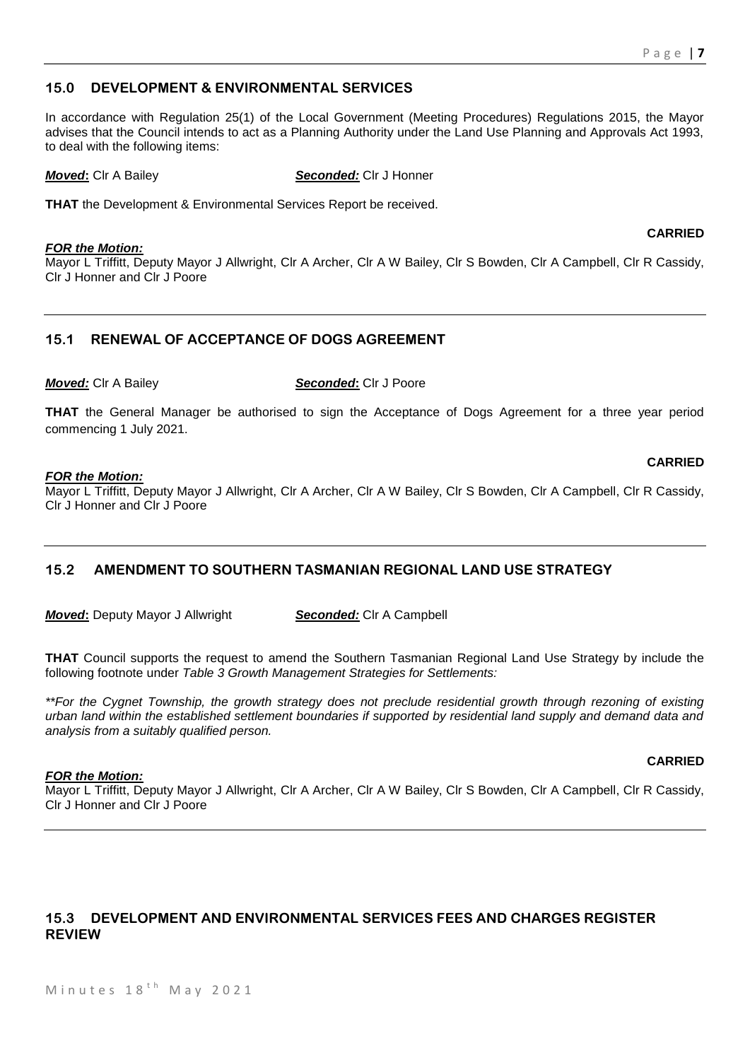## 15.0 DEVELOPMENT & ENVIRONMENTAL SERVICES

In accordance with Regulation 25(1) of the Local Government (Meeting Procedures) Regulations 2015, the Mayor advises that the Council intends to act as a Planning Authority under the Land Use Planning and Approvals Act 1993, to deal with the following items:

***Moved*:** Clr A Bailey ***Seconded:*** Clr J Honner

**THAT** the Development & Environmental Services Report be received.

**CARRIED**

***FOR the Motion:***
Mayor L Triffitt, Deputy Mayor J Allwright, Clr A Archer, Clr A W Bailey, Clr S Bowden, Clr A Campbell, Clr R Cassidy, Clr J Honner and Clr J Poore

## 15.1 RENEWAL OF ACCEPTANCE OF DOGS AGREEMENT

***Moved:*** Clr A Bailey ***Seconded*:** Clr J Poore

**THAT** the General Manager be authorised to sign the Acceptance of Dogs Agreement for a three year period commencing 1 July 2021.

**CARRIED**

***FOR the Motion:***
Mayor L Triffitt, Deputy Mayor J Allwright, Clr A Archer, Clr A W Bailey, Clr S Bowden, Clr A Campbell, Clr R Cassidy, Clr J Honner and Clr J Poore

## 15.2 AMENDMENT TO SOUTHERN TASMANIAN REGIONAL LAND USE STRATEGY

***Moved*:** Deputy Mayor J Allwright ***Seconded:*** Clr A Campbell

**THAT** Council supports the request to amend the Southern Tasmanian Regional Land Use Strategy by include the following footnote under *Table 3 Growth Management Strategies for Settlements:*

*\*\*For the Cygnet Township, the growth strategy does not preclude residential growth through rezoning of existing urban land within the established settlement boundaries if supported by residential land supply and demand data and analysis from a suitably qualified person.*

**CARRIED**

***FOR the Motion:***
Mayor L Triffitt, Deputy Mayor J Allwright, Clr A Archer, Clr A W Bailey, Clr S Bowden, Clr A Campbell, Clr R Cassidy, Clr J Honner and Clr J Poore

## 15.3 DEVELOPMENT AND ENVIRONMENTAL SERVICES FEES AND CHARGES REGISTER REVIEW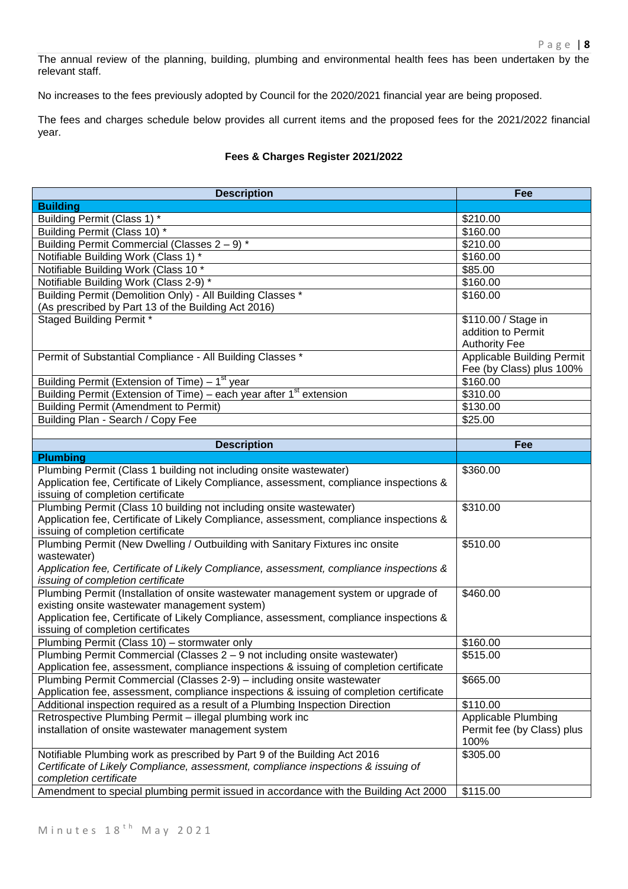The annual review of the planning, building, plumbing and environmental health fees has been undertaken by the relevant staff.

No increases to the fees previously adopted by Council for the 2020/2021 financial year are being proposed.

The fees and charges schedule below provides all current items and the proposed fees for the 2021/2022 financial year.

### Fees & Charges Register 2021/2022

| Description | Fee |
|---|---|
| **Building** | |
| Building Permit (Class 1) * | $210.00 |
| Building Permit (Class 10) * | $160.00 |
| Building Permit Commercial (Classes 2 – 9) * | $210.00 |
| Notifiable Building Work (Class 1) * | $160.00 |
| Notifiable Building Work (Class 10 * | $85.00 |
| Notifiable Building Work (Class 2-9) * | $160.00 |
| Building Permit (Demolition Only) - All Building Classes * (As prescribed by Part 13 of the Building Act 2016) | $160.00 |
| Staged Building Permit * | $110.00 / Stage in addition to Permit Authority Fee |
| Permit of Substantial Compliance - All Building Classes * | Applicable Building Permit Fee (by Class) plus 100% |
| Building Permit (Extension of Time) – 1st year | $160.00 |
| Building Permit (Extension of Time) – each year after 1st extension | $310.00 |
| Building Permit (Amendment to Permit) | $130.00 |
| Building Plan - Search / Copy Fee | $25.00 |

| Description | Fee |
|---|---|
| **Plumbing** | |
| Plumbing Permit (Class 1 building not including onsite wastewater) Application fee, Certificate of Likely Compliance, assessment, compliance inspections & issuing of completion certificate | $360.00 |
| Plumbing Permit (Class 10 building not including onsite wastewater) Application fee, Certificate of Likely Compliance, assessment, compliance inspections & issuing of completion certificate | $310.00 |
| Plumbing Permit (New Dwelling / Outbuilding with Sanitary Fixtures inc onsite wastewater) *Application fee, Certificate of Likely Compliance, assessment, compliance inspections & issuing of completion certificate* | $510.00 |
| Plumbing Permit (Installation of onsite wastewater management system or upgrade of existing onsite wastewater management system) Application fee, Certificate of Likely Compliance, assessment, compliance inspections & issuing of completion certificates | $460.00 |
| Plumbing Permit (Class 10) – stormwater only | $160.00 |
| Plumbing Permit Commercial (Classes 2 – 9 not including onsite wastewater) Application fee, assessment, compliance inspections & issuing of completion certificate | $515.00 |
| Plumbing Permit Commercial (Classes 2-9) – including onsite wastewater Application fee, assessment, compliance inspections & issuing of completion certificate | $665.00 |
| Additional inspection required as a result of a Plumbing Inspection Direction | $110.00 |
| Retrospective Plumbing Permit – illegal plumbing work inc installation of onsite wastewater management system | Applicable Plumbing Permit fee (by Class) plus 100% |
| Notifiable Plumbing work as prescribed by Part 9 of the Building Act 2016 *Certificate of Likely Compliance, assessment, compliance inspections & issuing of completion certificate* | $305.00 |
| Amendment to special plumbing permit issued in accordance with the Building Act 2000 | $115.00 |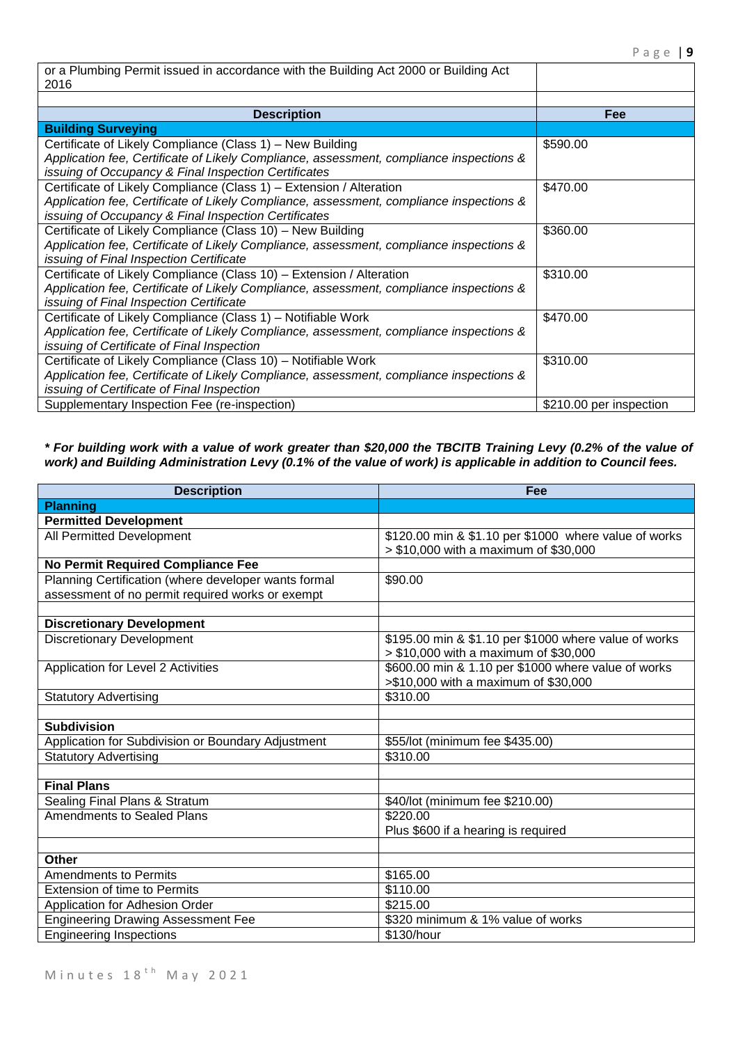| or a Plumbing Permit issued in accordance with the Building Act 2000 or Building Act 2016 | |
|---|---|
| | |

| Description | Fee |
|---|---|
| **Building Surveying** | |
| Certificate of Likely Compliance (Class 1) – New Building *Application fee, Certificate of Likely Compliance, assessment, compliance inspections & issuing of Occupancy & Final Inspection Certificates* | $590.00 |
| Certificate of Likely Compliance (Class 1) – Extension / Alteration *Application fee, Certificate of Likely Compliance, assessment, compliance inspections & issuing of Occupancy & Final Inspection Certificates* | $470.00 |
| Certificate of Likely Compliance (Class 10) – New Building *Application fee, Certificate of Likely Compliance, assessment, compliance inspections & issuing of Final Inspection Certificate* | $360.00 |
| Certificate of Likely Compliance (Class 10) – Extension / Alteration *Application fee, Certificate of Likely Compliance, assessment, compliance inspections & issuing of Final Inspection Certificate* | $310.00 |
| Certificate of Likely Compliance (Class 1) – Notifiable Work *Application fee, Certificate of Likely Compliance, assessment, compliance inspections & issuing of Certificate of Final Inspection* | $470.00 |
| Certificate of Likely Compliance (Class 10) – Notifiable Work *Application fee, Certificate of Likely Compliance, assessment, compliance inspections & issuing of Certificate of Final Inspection* | $310.00 |
| Supplementary Inspection Fee (re-inspection) | $210.00 per inspection |

***\* For building work with a value of work greater than $20,000 the TBCITB Training Levy (0.2% of the value of work) and Building Administration Levy (0.1% of the value of work) is applicable in addition to Council fees.***

| Description | Fee |
|---|---|
| **Planning** | |
| **Permitted Development** | |
| All Permitted Development | $120.00 min & $1.10 per $1000 where value of works > $10,000 with a maximum of $30,000 |
| **No Permit Required Compliance Fee** | |
| Planning Certification (where developer wants formal assessment of no permit required works or exempt | $90.00 |
| | |
| **Discretionary Development** | |
| Discretionary Development | $195.00 min & $1.10 per $1000 where value of works > $10,000 with a maximum of $30,000 |
| Application for Level 2 Activities | $600.00 min & 1.10 per $1000 where value of works >$10,000 with a maximum of $30,000 |
| Statutory Advertising | $310.00 |
| | |
| **Subdivision** | |
| Application for Subdivision or Boundary Adjustment | $55/lot (minimum fee $435.00) |
| Statutory Advertising | $310.00 |
| | |
| **Final Plans** | |
| Sealing Final Plans & Stratum | $40/lot (minimum fee $210.00) |
| Amendments to Sealed Plans | $220.00 Plus $600 if a hearing is required |
| | |
| **Other** | |
| Amendments to Permits | $165.00 |
| Extension of time to Permits | $110.00 |
| Application for Adhesion Order | $215.00 |
| Engineering Drawing Assessment Fee | $320 minimum & 1% value of works |
| Engineering Inspections | $130/hour |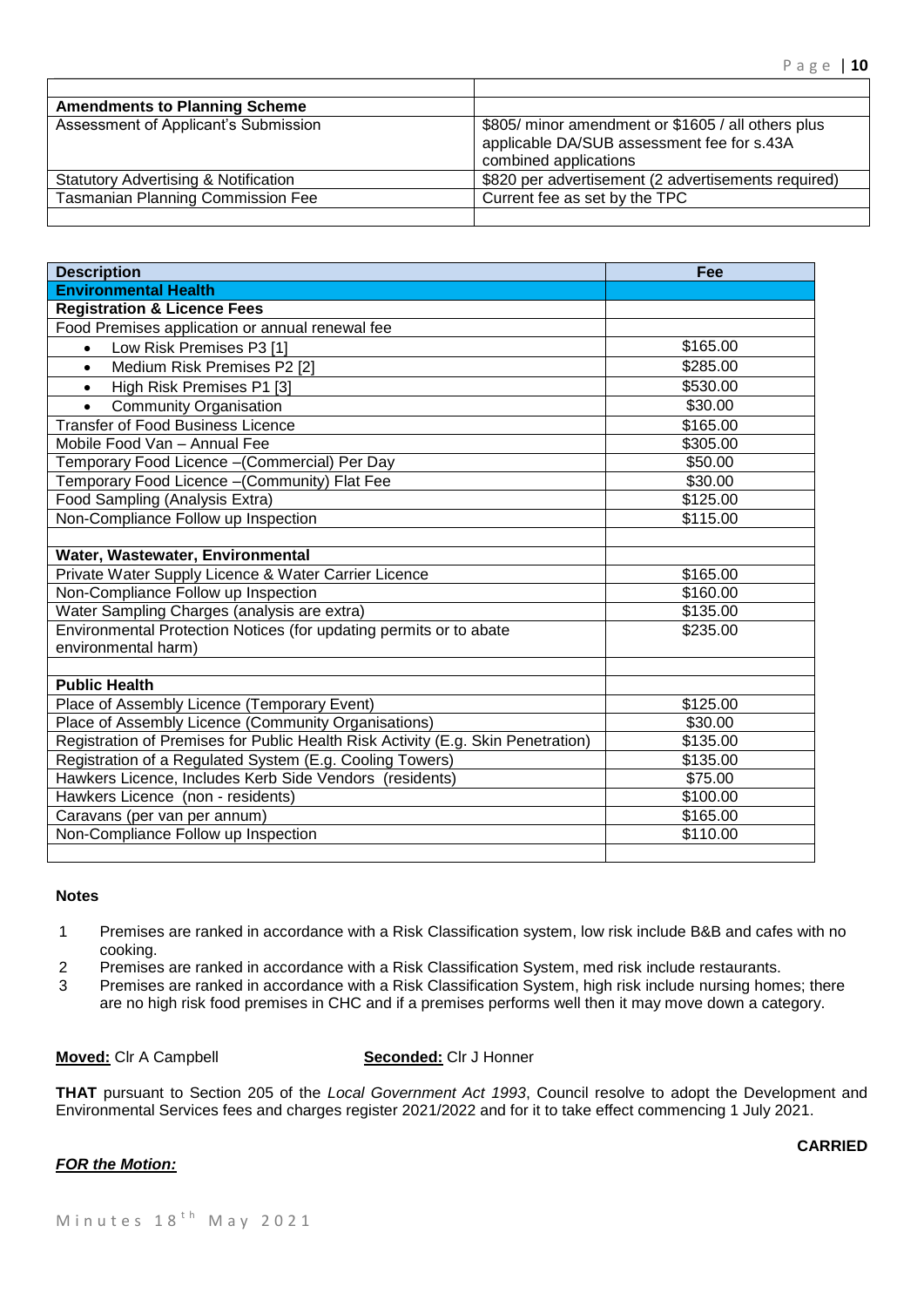| | |
|---|---|
| **Amendments to Planning Scheme** | |
| Assessment of Applicant's Submission | $805/ minor amendment or $1605 / all others plus applicable DA/SUB assessment fee for s.43A combined applications |
| Statutory Advertising & Notification | $820 per advertisement (2 advertisements required) |
| Tasmanian Planning Commission Fee | Current fee as set by the TPC |
| | |

| Description | Fee |
|---|---|
| **Environmental Health** | |
| **Registration & Licence Fees** | |
| Food Premises application or annual renewal fee | |
| • Low Risk Premises P3 [1] | $165.00 |
| • Medium Risk Premises P2 [2] | $285.00 |
| • High Risk Premises P1 [3] | $530.00 |
| • Community Organisation | $30.00 |
| Transfer of Food Business Licence | $165.00 |
| Mobile Food Van – Annual Fee | $305.00 |
| Temporary Food Licence –(Commercial) Per Day | $50.00 |
| Temporary Food Licence –(Community) Flat Fee | $30.00 |
| Food Sampling (Analysis Extra) | $125.00 |
| Non-Compliance Follow up Inspection | $115.00 |
| | |
| **Water, Wastewater, Environmental** | |
| Private Water Supply Licence & Water Carrier Licence | $165.00 |
| Non-Compliance Follow up Inspection | $160.00 |
| Water Sampling Charges (analysis are extra) | $135.00 |
| Environmental Protection Notices (for updating permits or to abate environmental harm) | $235.00 |
| | |
| **Public Health** | |
| Place of Assembly Licence (Temporary Event) | $125.00 |
| Place of Assembly Licence (Community Organisations) | $30.00 |
| Registration of Premises for Public Health Risk Activity (E.g. Skin Penetration) | $135.00 |
| Registration of a Regulated System (E.g. Cooling Towers) | $135.00 |
| Hawkers Licence, Includes Kerb Side Vendors (residents) | $75.00 |
| Hawkers Licence (non - residents) | $100.00 |
| Caravans (per van per annum) | $165.00 |
| Non-Compliance Follow up Inspection | $110.00 |
| | |

**Notes**

1. Premises are ranked in accordance with a Risk Classification system, low risk include B&B and cafes with no cooking.
2. Premises are ranked in accordance with a Risk Classification System, med risk include restaurants.
3. Premises are ranked in accordance with a Risk Classification System, high risk include nursing homes; there are no high risk food premises in CHC and if a premises performs well then it may move down a category.

**Moved:** Clr A Campbell **Seconded:** Clr J Honner

**THAT** pursuant to Section 205 of the *Local Government Act 1993*, Council resolve to adopt the Development and Environmental Services fees and charges register 2021/2022 and for it to take effect commencing 1 July 2021.

**CARRIED**

***FOR the Motion:***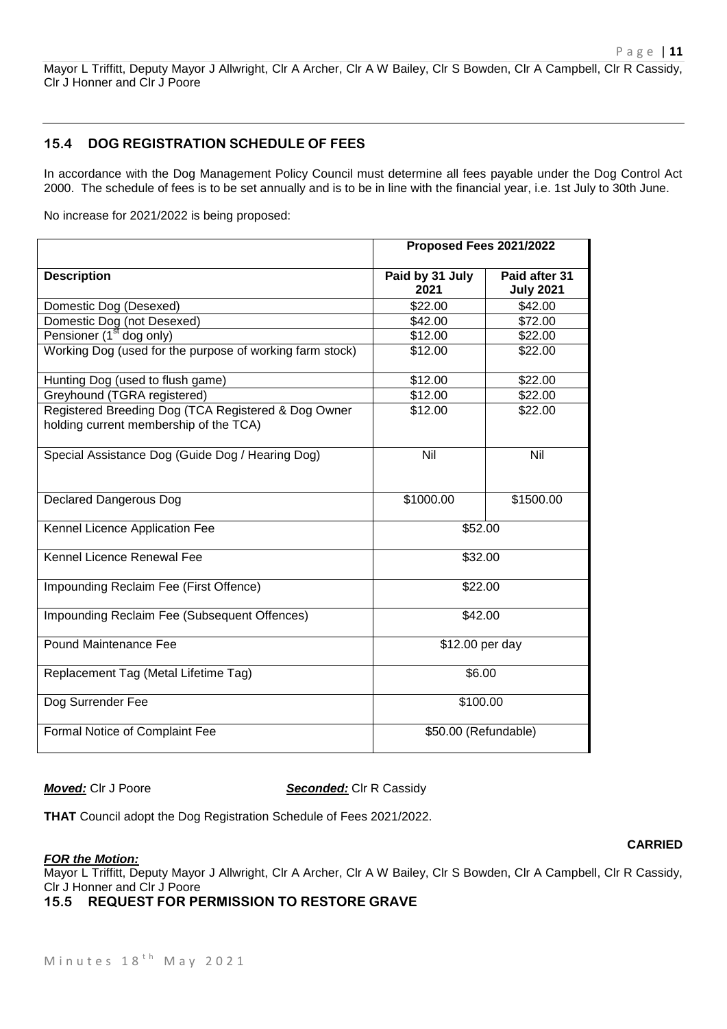Mayor L Triffitt, Deputy Mayor J Allwright, Clr A Archer, Clr A W Bailey, Clr S Bowden, Clr A Campbell, Clr R Cassidy, Clr J Honner and Clr J Poore

---

## 15.4 DOG REGISTRATION SCHEDULE OF FEES

In accordance with the Dog Management Policy Council must determine all fees payable under the Dog Control Act 2000. The schedule of fees is to be set annually and is to be in line with the financial year, i.e. 1st July to 30th June.

No increase for 2021/2022 is being proposed:

| | **Proposed Fees 2021/2022** | |
|---|---|---|
| **Description** | **Paid by 31 July 2021** | **Paid after 31 July 2021** |
| Domestic Dog (Desexed) | $22.00 | $42.00 |
| Domestic Dog (not Desexed) | $42.00 | $72.00 |
| Pensioner (1st dog only) | $12.00 | $22.00 |
| Working Dog (used for the purpose of working farm stock) | $12.00 | $22.00 |
| Hunting Dog (used to flush game) | $12.00 | $22.00 |
| Greyhound (TGRA registered) | $12.00 | $22.00 |
| Registered Breeding Dog (TCA Registered & Dog Owner holding current membership of the TCA) | $12.00 | $22.00 |
| Special Assistance Dog (Guide Dog / Hearing Dog) | Nil | Nil |
| Declared Dangerous Dog | $1000.00 | $1500.00 |
| Kennel Licence Application Fee | $52.00 | |
| Kennel Licence Renewal Fee | $32.00 | |
| Impounding Reclaim Fee (First Offence) | $22.00 | |
| Impounding Reclaim Fee (Subsequent Offences) | $42.00 | |
| Pound Maintenance Fee | $12.00 per day | |
| Replacement Tag (Metal Lifetime Tag) | $6.00 | |
| Dog Surrender Fee | $100.00 | |
| Formal Notice of Complaint Fee | $50.00 (Refundable) | |

***Moved:*** Clr J Poore ***Seconded:*** Clr R Cassidy

**THAT** Council adopt the Dog Registration Schedule of Fees 2021/2022.

**CARRIED**

***FOR the Motion:***
Mayor L Triffitt, Deputy Mayor J Allwright, Clr A Archer, Clr A W Bailey, Clr S Bowden, Clr A Campbell, Clr R Cassidy, Clr J Honner and Clr J Poore

## 15.5 REQUEST FOR PERMISSION TO RESTORE GRAVE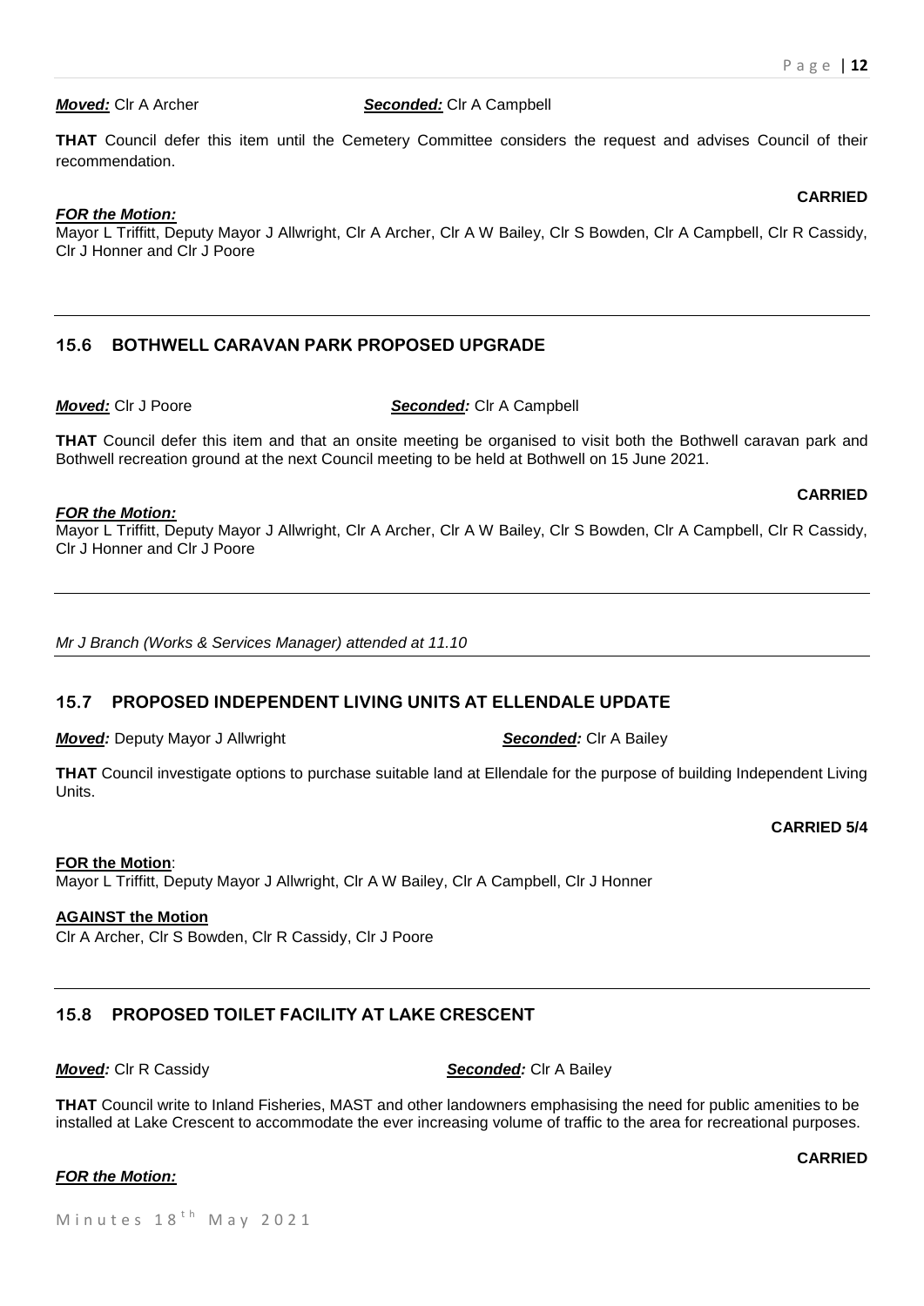***Moved:*** Clr A Archer ***Seconded:*** Clr A Campbell

**THAT** Council defer this item until the Cemetery Committee considers the request and advises Council of their recommendation.

**CARRIED**

***FOR the Motion:***
Mayor L Triffitt, Deputy Mayor J Allwright, Clr A Archer, Clr A W Bailey, Clr S Bowden, Clr A Campbell, Clr R Cassidy, Clr J Honner and Clr J Poore

---

## 15.6 BOTHWELL CARAVAN PARK PROPOSED UPGRADE

***Moved:*** Clr J Poore ***Seconded:*** Clr A Campbell

**THAT** Council defer this item and that an onsite meeting be organised to visit both the Bothwell caravan park and Bothwell recreation ground at the next Council meeting to be held at Bothwell on 15 June 2021.

**CARRIED**

***FOR the Motion:***
Mayor L Triffitt, Deputy Mayor J Allwright, Clr A Archer, Clr A W Bailey, Clr S Bowden, Clr A Campbell, Clr R Cassidy, Clr J Honner and Clr J Poore

---

*Mr J Branch (Works & Services Manager) attended at 11.10*

---

## 15.7 PROPOSED INDEPENDENT LIVING UNITS AT ELLENDALE UPDATE

***Moved:*** Deputy Mayor J Allwright ***Seconded:*** Clr A Bailey

**THAT** Council investigate options to purchase suitable land at Ellendale for the purpose of building Independent Living Units.

**CARRIED 5/4**

**FOR the Motion**:
Mayor L Triffitt, Deputy Mayor J Allwright, Clr A W Bailey, Clr A Campbell, Clr J Honner

**AGAINST the Motion**
Clr A Archer, Clr S Bowden, Clr R Cassidy, Clr J Poore

---

## 15.8 PROPOSED TOILET FACILITY AT LAKE CRESCENT

***Moved:*** Clr R Cassidy ***Seconded:*** Clr A Bailey

**THAT** Council write to Inland Fisheries, MAST and other landowners emphasising the need for public amenities to be installed at Lake Crescent to accommodate the ever increasing volume of traffic to the area for recreational purposes.

**CARRIED**

***FOR the Motion:***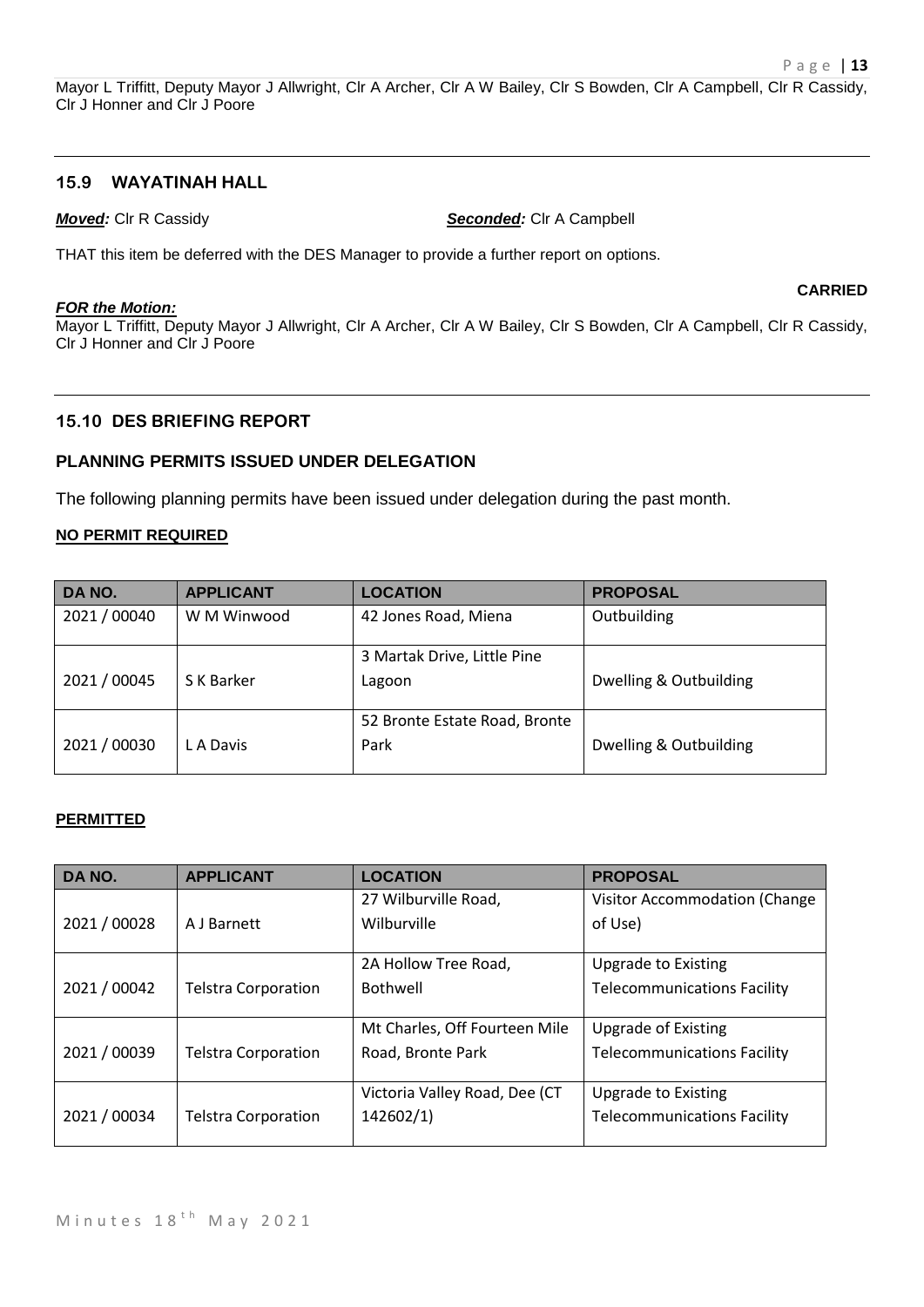Mayor L Triffitt, Deputy Mayor J Allwright, Clr A Archer, Clr A W Bailey, Clr S Bowden, Clr A Campbell, Clr R Cassidy, Clr J Honner and Clr J Poore

---

### 15.9 WAYATINAH HALL

***Moved:*** Clr R Cassidy ***Seconded:*** Clr A Campbell

THAT this item be deferred with the DES Manager to provide a further report on options.

**CARRIED**

***FOR the Motion:***
Mayor L Triffitt, Deputy Mayor J Allwright, Clr A Archer, Clr A W Bailey, Clr S Bowden, Clr A Campbell, Clr R Cassidy, Clr J Honner and Clr J Poore

---

### 15.10 DES BRIEFING REPORT

### PLANNING PERMITS ISSUED UNDER DELEGATION

The following planning permits have been issued under delegation during the past month.

**NO PERMIT REQUIRED**

| DA NO. | APPLICANT | LOCATION | PROPOSAL |
|---|---|---|---|
| 2021 / 00040 | W M Winwood | 42 Jones Road, Miena | Outbuilding |
| 2021 / 00045 | S K Barker | 3 Martak Drive, Little Pine Lagoon | Dwelling & Outbuilding |
| 2021 / 00030 | L A Davis | 52 Bronte Estate Road, Bronte Park | Dwelling & Outbuilding |

**PERMITTED**

| DA NO. | APPLICANT | LOCATION | PROPOSAL |
|---|---|---|---|
| 2021 / 00028 | A J Barnett | 27 Wilburville Road, Wilburville | Visitor Accommodation (Change of Use) |
| 2021 / 00042 | Telstra Corporation | 2A Hollow Tree Road, Bothwell | Upgrade to Existing Telecommunications Facility |
| 2021 / 00039 | Telstra Corporation | Mt Charles, Off Fourteen Mile Road, Bronte Park | Upgrade of Existing Telecommunications Facility |
| 2021 / 00034 | Telstra Corporation | Victoria Valley Road, Dee (CT 142602/1) | Upgrade to Existing Telecommunications Facility |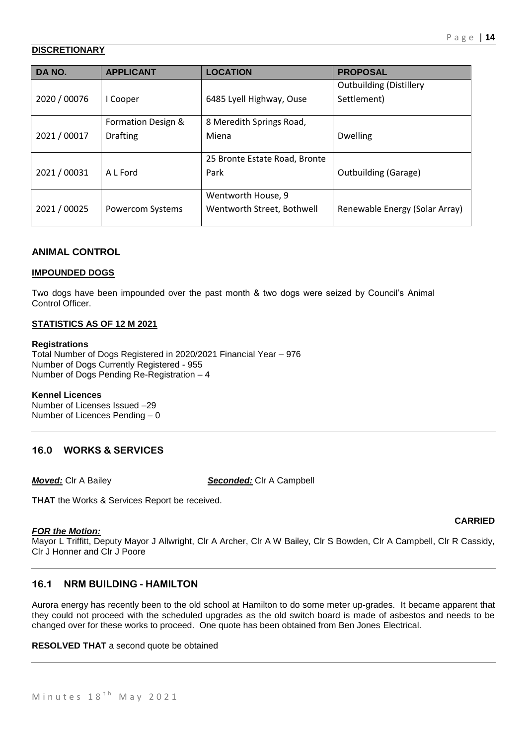**DISCRETIONARY**

| DA NO. | APPLICANT | LOCATION | PROPOSAL |
|---|---|---|---|
| 2020 / 00076 | I Cooper | 6485 Lyell Highway, Ouse | Outbuilding (Distillery Settlement) |
| 2021 / 00017 | Formation Design & Drafting | 8 Meredith Springs Road, Miena | Dwelling |
| 2021 / 00031 | A L Ford | 25 Bronte Estate Road, Bronte Park | Outbuilding (Garage) |
| 2021 / 00025 | Powercom Systems | Wentworth House, 9 Wentworth Street, Bothwell | Renewable Energy (Solar Array) |

## ANIMAL CONTROL

**IMPOUNDED DOGS**

Two dogs have been impounded over the past month & two dogs were seized by Council's Animal Control Officer.

**STATISTICS AS OF 12 M 2021**

**Registrations**
Total Number of Dogs Registered in 2020/2021 Financial Year – 976
Number of Dogs Currently Registered - 955
Number of Dogs Pending Re-Registration – 4

**Kennel Licences**
Number of Licenses Issued –29
Number of Licences Pending – 0

---

## 16.0 WORKS & SERVICES

***Moved:*** Clr A Bailey ***Seconded:*** Clr A Campbell

**THAT** the Works & Services Report be received.

**CARRIED**

***FOR the Motion:***
Mayor L Triffitt, Deputy Mayor J Allwright, Clr A Archer, Clr A W Bailey, Clr S Bowden, Clr A Campbell, Clr R Cassidy, Clr J Honner and Clr J Poore

---

## 16.1 NRM BUILDING - HAMILTON

Aurora energy has recently been to the old school at Hamilton to do some meter up-grades. It became apparent that they could not proceed with the scheduled upgrades as the old switch board is made of asbestos and needs to be changed over for these works to proceed. One quote has been obtained from Ben Jones Electrical.

**RESOLVED THAT** a second quote be obtained

---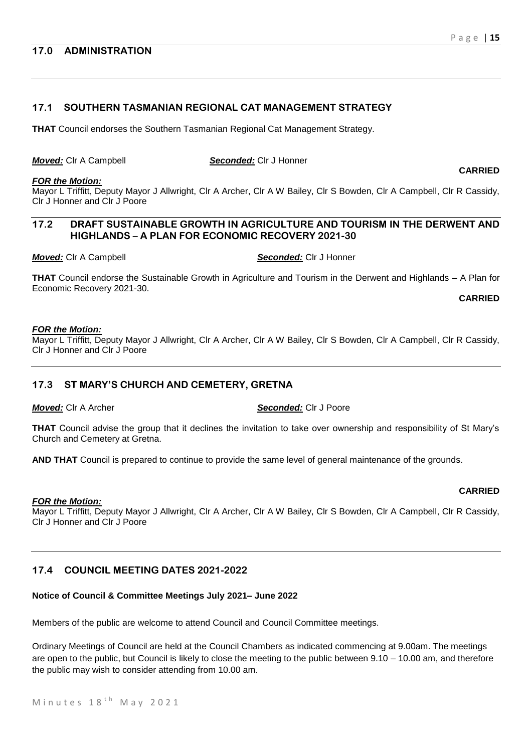## 17.0 ADMINISTRATION

### 17.1 SOUTHERN TASMANIAN REGIONAL CAT MANAGEMENT STRATEGY

**THAT** Council endorses the Southern Tasmanian Regional Cat Management Strategy.

***Moved:*** Clr A Campbell ***Seconded:*** Clr J Honner

**CARRIED**

***FOR the Motion:***
Mayor L Triffitt, Deputy Mayor J Allwright, Clr A Archer, Clr A W Bailey, Clr S Bowden, Clr A Campbell, Clr R Cassidy, Clr J Honner and Clr J Poore

### 17.2 DRAFT SUSTAINABLE GROWTH IN AGRICULTURE AND TOURISM IN THE DERWENT AND HIGHLANDS – A PLAN FOR ECONOMIC RECOVERY 2021-30

***Moved:*** Clr A Campbell ***Seconded:*** Clr J Honner

**THAT** Council endorse the Sustainable Growth in Agriculture and Tourism in the Derwent and Highlands – A Plan for Economic Recovery 2021-30.

**CARRIED**

***FOR the Motion:***
Mayor L Triffitt, Deputy Mayor J Allwright, Clr A Archer, Clr A W Bailey, Clr S Bowden, Clr A Campbell, Clr R Cassidy, Clr J Honner and Clr J Poore

### 17.3 ST MARY'S CHURCH AND CEMETERY, GRETNA

***Moved:*** Clr A Archer ***Seconded:*** Clr J Poore

**THAT** Council advise the group that it declines the invitation to take over ownership and responsibility of St Mary's Church and Cemetery at Gretna.

**AND THAT** Council is prepared to continue to provide the same level of general maintenance of the grounds.

**CARRIED**

***FOR the Motion:***
Mayor L Triffitt, Deputy Mayor J Allwright, Clr A Archer, Clr A W Bailey, Clr S Bowden, Clr A Campbell, Clr R Cassidy, Clr J Honner and Clr J Poore

### 17.4 COUNCIL MEETING DATES 2021-2022

**Notice of Council & Committee Meetings July 2021– June 2022**

Members of the public are welcome to attend Council and Council Committee meetings.

Ordinary Meetings of Council are held at the Council Chambers as indicated commencing at 9.00am. The meetings are open to the public, but Council is likely to close the meeting to the public between 9.10 – 10.00 am, and therefore the public may wish to consider attending from 10.00 am.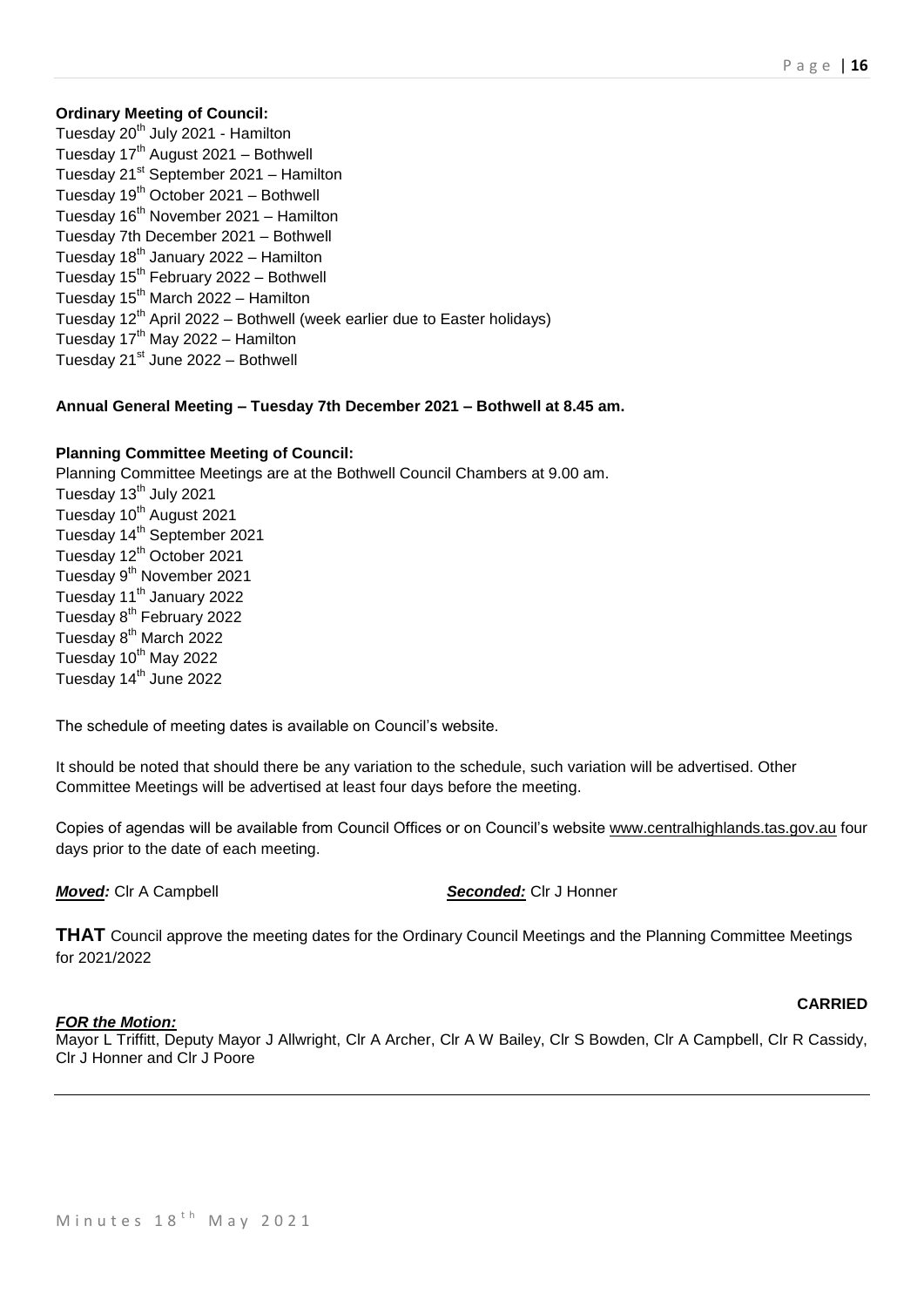**Ordinary Meeting of Council:**

Tuesday 20th July 2021 - Hamilton
Tuesday 17th August 2021 – Bothwell
Tuesday 21st September 2021 – Hamilton
Tuesday 19th October 2021 – Bothwell
Tuesday 16th November 2021 – Hamilton
Tuesday 7th December 2021 – Bothwell
Tuesday 18th January 2022 – Hamilton
Tuesday 15th February 2022 – Bothwell
Tuesday 15th March 2022 – Hamilton
Tuesday 12th April 2022 – Bothwell (week earlier due to Easter holidays)
Tuesday 17th May 2022 – Hamilton
Tuesday 21st June 2022 – Bothwell

**Annual General Meeting – Tuesday 7th December 2021 – Bothwell at 8.45 am.**

**Planning Committee Meeting of Council:**

Planning Committee Meetings are at the Bothwell Council Chambers at 9.00 am.
Tuesday 13th July 2021
Tuesday 10th August 2021
Tuesday 14th September 2021
Tuesday 12th October 2021
Tuesday 9th November 2021
Tuesday 11th January 2022
Tuesday 8th February 2022
Tuesday 8th March 2022
Tuesday 10th May 2022
Tuesday 14th June 2022

The schedule of meeting dates is available on Council's website.

It should be noted that should there be any variation to the schedule, such variation will be advertised. Other Committee Meetings will be advertised at least four days before the meeting.

Copies of agendas will be available from Council Offices or on Council's website www.centralhighlands.tas.gov.au four days prior to the date of each meeting.

***Moved:*** Clr A Campbell ***Seconded:*** Clr J Honner

**THAT** Council approve the meeting dates for the Ordinary Council Meetings and the Planning Committee Meetings for 2021/2022

**CARRIED**

***FOR the Motion:***

Mayor L Triffitt, Deputy Mayor J Allwright, Clr A Archer, Clr A W Bailey, Clr S Bowden, Clr A Campbell, Clr R Cassidy, Clr J Honner and Clr J Poore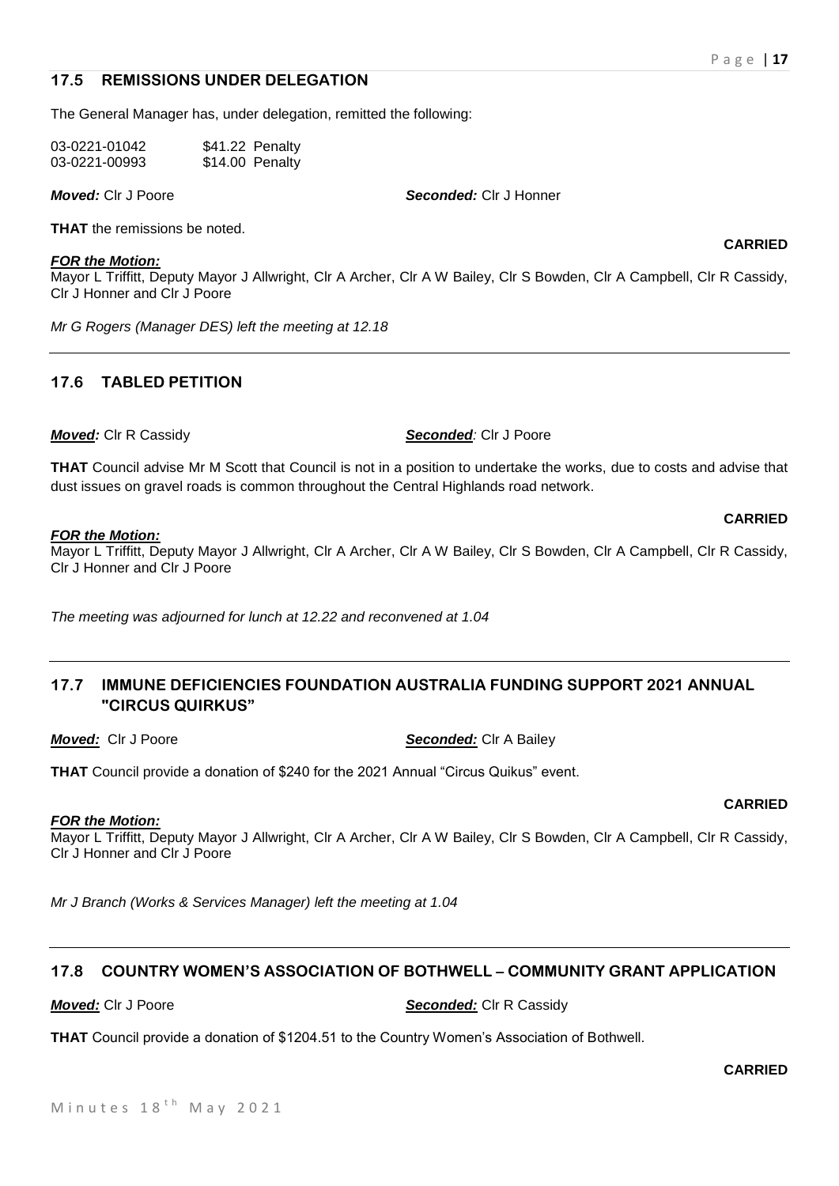## 17.5 REMISSIONS UNDER DELEGATION

The General Manager has, under delegation, remitted the following:

03-0221-01042 $41.22 Penalty
03-0221-00993 $14.00 Penalty

***Moved:*** Clr J Poore ***Seconded:*** Clr J Honner

**THAT** the remissions be noted.

**CARRIED**

***FOR the Motion:***
Mayor L Triffitt, Deputy Mayor J Allwright, Clr A Archer, Clr A W Bailey, Clr S Bowden, Clr A Campbell, Clr R Cassidy, Clr J Honner and Clr J Poore

*Mr G Rogers (Manager DES) left the meeting at 12.18*

---

## 17.6 TABLED PETITION

***Moved:*** Clr R Cassidy ***Seconded:*** Clr J Poore

**THAT** Council advise Mr M Scott that Council is not in a position to undertake the works, due to costs and advise that dust issues on gravel roads is common throughout the Central Highlands road network.

**CARRIED**

***FOR the Motion:***
Mayor L Triffitt, Deputy Mayor J Allwright, Clr A Archer, Clr A W Bailey, Clr S Bowden, Clr A Campbell, Clr R Cassidy, Clr J Honner and Clr J Poore

*The meeting was adjourned for lunch at 12.22 and reconvened at 1.04*

---

## 17.7 IMMUNE DEFICIENCIES FOUNDATION AUSTRALIA FUNDING SUPPORT 2021 ANNUAL "CIRCUS QUIRKUS"

***Moved:*** Clr J Poore ***Seconded:*** Clr A Bailey

**THAT** Council provide a donation of $240 for the 2021 Annual "Circus Quikus" event.

**CARRIED**

***FOR the Motion:***
Mayor L Triffitt, Deputy Mayor J Allwright, Clr A Archer, Clr A W Bailey, Clr S Bowden, Clr A Campbell, Clr R Cassidy, Clr J Honner and Clr J Poore

*Mr J Branch (Works & Services Manager) left the meeting at 1.04*

---

## 17.8 COUNTRY WOMEN'S ASSOCIATION OF BOTHWELL – COMMUNITY GRANT APPLICATION

***Moved:*** Clr J Poore ***Seconded:*** Clr R Cassidy

**THAT** Council provide a donation of $1204.51 to the Country Women's Association of Bothwell.

**CARRIED**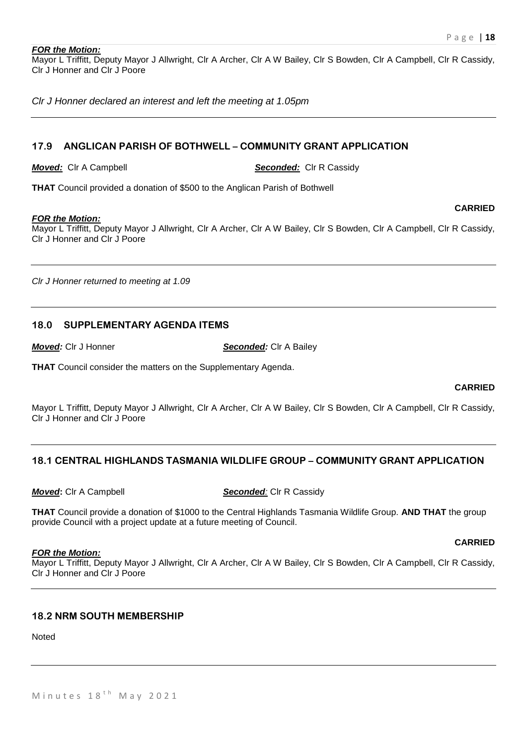***FOR the Motion:***
Mayor L Triffitt, Deputy Mayor J Allwright, Clr A Archer, Clr A W Bailey, Clr S Bowden, Clr A Campbell, Clr R Cassidy, Clr J Honner and Clr J Poore

*Clr J Honner declared an interest and left the meeting at 1.05pm*

---

## 17.9 ANGLICAN PARISH OF BOTHWELL – COMMUNITY GRANT APPLICATION

***Moved:*** Clr A Campbell ***Seconded:*** Clr R Cassidy

**THAT** Council provided a donation of $500 to the Anglican Parish of Bothwell

**CARRIED**

***FOR the Motion:***
Mayor L Triffitt, Deputy Mayor J Allwright, Clr A Archer, Clr A W Bailey, Clr S Bowden, Clr A Campbell, Clr R Cassidy, Clr J Honner and Clr J Poore

---

*Clr J Honner returned to meeting at 1.09*

---

## 18.0 SUPPLEMENTARY AGENDA ITEMS

***Moved:*** Clr J Honner ***Seconded:*** Clr A Bailey

**THAT** Council consider the matters on the Supplementary Agenda.

**CARRIED**

Mayor L Triffitt, Deputy Mayor J Allwright, Clr A Archer, Clr A W Bailey, Clr S Bowden, Clr A Campbell, Clr R Cassidy, Clr J Honner and Clr J Poore

---

## 18.1 CENTRAL HIGHLANDS TASMANIA WILDLIFE GROUP – COMMUNITY GRANT APPLICATION

***Moved*:** Clr A Campbell ***Seconded:*** Clr R Cassidy

**THAT** Council provide a donation of $1000 to the Central Highlands Tasmania Wildlife Group. **AND THAT** the group provide Council with a project update at a future meeting of Council.

**CARRIED**

***FOR the Motion:***
Mayor L Triffitt, Deputy Mayor J Allwright, Clr A Archer, Clr A W Bailey, Clr S Bowden, Clr A Campbell, Clr R Cassidy, Clr J Honner and Clr J Poore

---

## 18.2 NRM SOUTH MEMBERSHIP

Noted

---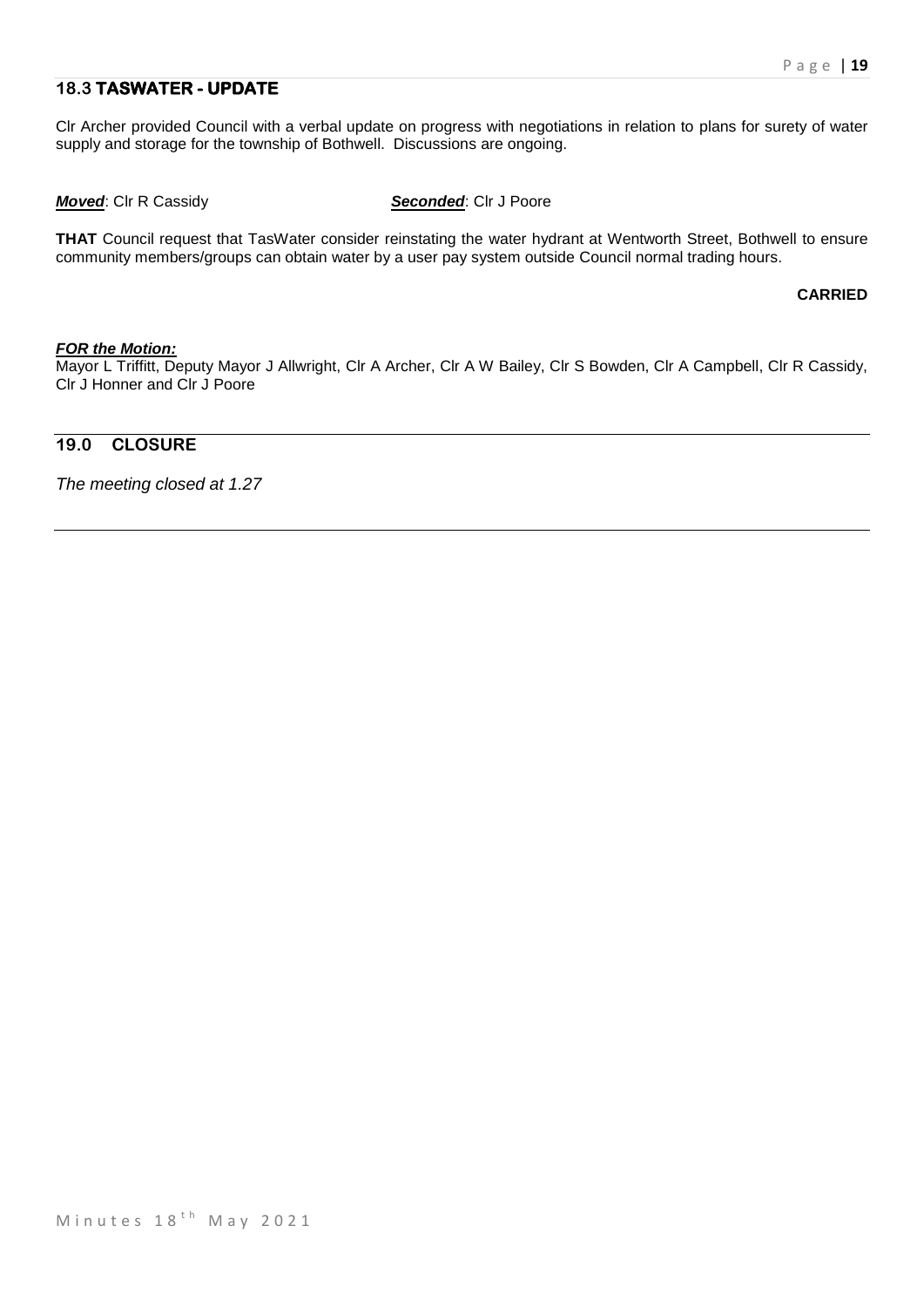### 18.3 TASWATER - UPDATE

Clr Archer provided Council with a verbal update on progress with negotiations in relation to plans for surety of water supply and storage for the township of Bothwell. Discussions are ongoing.

***Moved***: Clr R Cassidy ***Seconded***: Clr J Poore

**THAT** Council request that TasWater consider reinstating the water hydrant at Wentworth Street, Bothwell to ensure community members/groups can obtain water by a user pay system outside Council normal trading hours.

**CARRIED**

***FOR the Motion:***
Mayor L Triffitt, Deputy Mayor J Allwright, Clr A Archer, Clr A W Bailey, Clr S Bowden, Clr A Campbell, Clr R Cassidy, Clr J Honner and Clr J Poore

## 19.0 CLOSURE

*The meeting closed at 1.27*